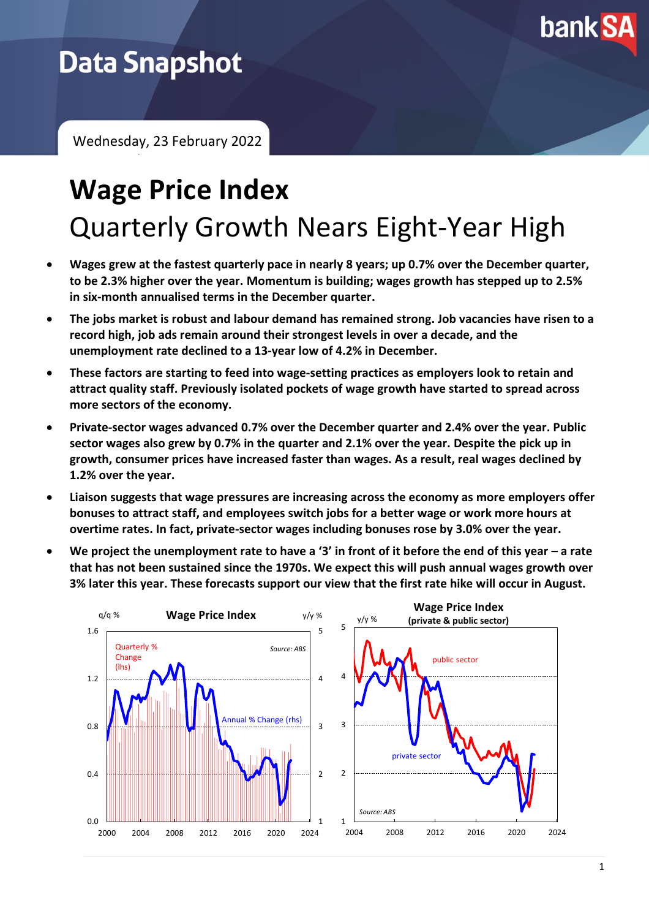# Data Snapshot

Wednesday, 23 February 2022

# Wage Price Index

## Quarterly Growth Nears Eight-Year High

- **Wages grew at the fastest quarterly pace in nearly 8 years; up 0.7% over the December quarter, to be 2.3% higher over the year. Momentum is building; wages growth has stepped up to 2.5% in six-month annualised terms in the December quarter.**
- **The jobs market is robust and labour demand has remained strong. Job vacancies have risen to a record high, job ads remain around their strongest levels in over a decade, and the unemployment rate declined to a 13-year low of 4.2% in December.**
- **These factors are starting to feed into wage-setting practices as employers look to retain and attract quality staff. Previously isolated pockets of wage growth have started to spread across more sectors of the economy.**
- **Private-sector wages advanced 0.7% over the December quarter and 2.4% over the year. Public sector wages also grew by 0.7% in the quarter and 2.1% over the year. Despite the pick up in growth, consumer prices have increased faster than wages. As a result, real wages declined by 1.2% over the year.**
- **Liaison suggests that wage pressures are increasing across the economy as more employers offer bonuses to attract staff, and employees switch jobs for a better wage or work more hours at overtime rates. In fact, private-sector wages including bonuses rose by 3.0% over the year.**
- **We project the unemployment rate to have a '3' in front of it before the end of this year – a rate that has not been sustained since the 1970s. We expect this will push annual wages growth over 3% later this year. These forecasts support our view that the first rate hike will occur in August.**

Wage Price Index

Wage Price Index (private & public sector)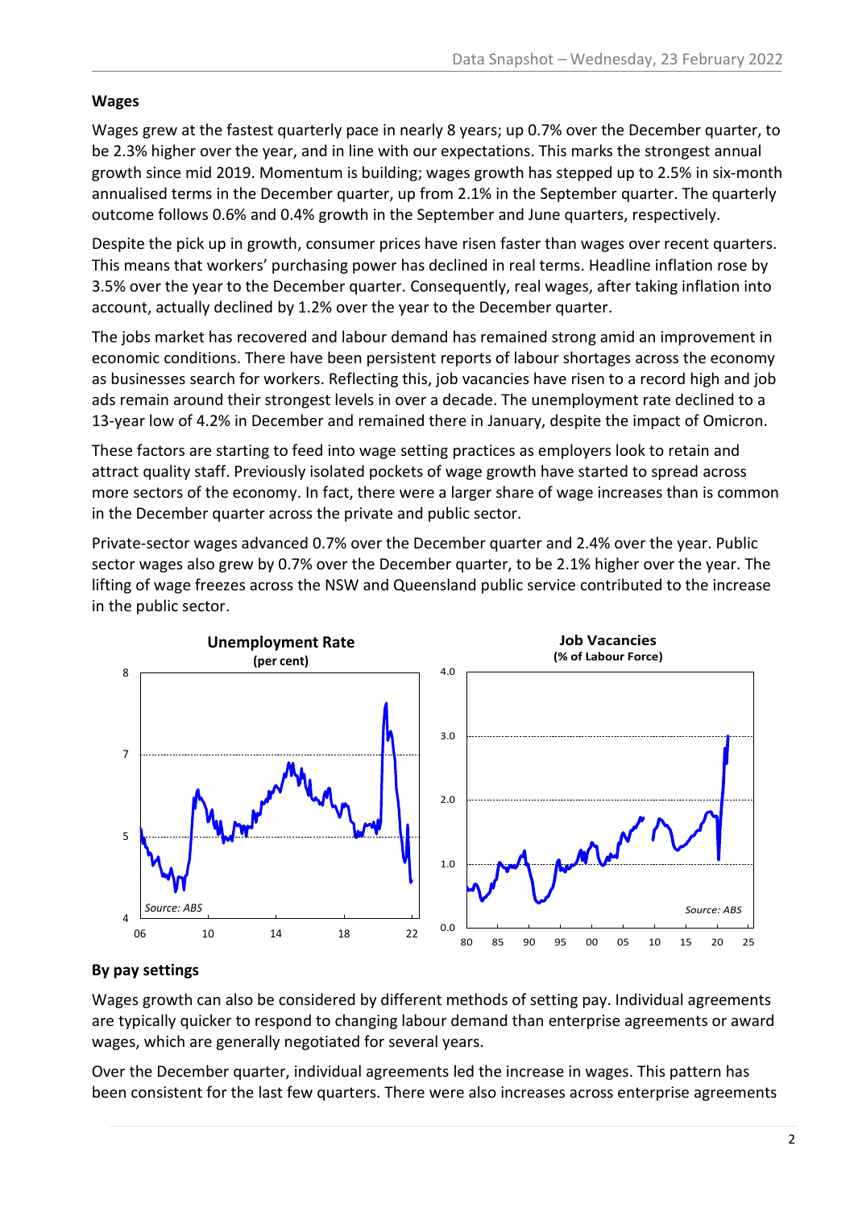**Wages**

Wages grew at the fastest quarterly pace in nearly 8 years; up 0.7% over the December quarter, to be 2.3% higher over the year, and in line with our expectations. This marks the strongest annual growth since mid 2019. Momentum is building; wages growth has stepped up to 2.5% in six-month annualised terms in the December quarter, up from 2.1% in the September quarter. The quarterly outcome follows 0.6% and 0.4% growth in the September and June quarters, respectively.

Despite the pick up in growth, consumer prices have risen faster than wages over recent quarters. This means that workers' purchasing power has declined in real terms. Headline inflation rose by 3.5% over the year to the December quarter. Consequently, real wages, after taking inflation into account, actually declined by 1.2% over the year to the December quarter.

The jobs market has recovered and labour demand has remained strong amid an improvement in economic conditions. There have been persistent reports of labour shortages across the economy as businesses search for workers. Reflecting this, job vacancies have risen to a record high and job ads remain around their strongest levels in over a decade. The unemployment rate declined to a 13-year low of 4.2% in December and remained there in January, despite the impact of Omicron.

These factors are starting to feed into wage setting practices as employers look to retain and attract quality staff. Previously isolated pockets of wage growth have started to spread across more sectors of the economy. In fact, there were a larger share of wage increases than is common in the December quarter across the private and public sector.

Private-sector wages advanced 0.7% over the December quarter and 2.4% over the year. Public sector wages also grew by 0.7% over the December quarter, to be 2.1% higher over the year. The lifting of wage freezes across the NSW and Queensland public service contributed to the increase in the public sector.

**Unemployment Rate** (per cent)

*Source: ABS*

**Job Vacancies** (% of Labour Force)

*Source: ABS*

**By pay settings**

Wages growth can also be considered by different methods of setting pay. Individual agreements are typically quicker to respond to changing labour demand than enterprise agreements or award wages, which are generally negotiated for several years.

Over the December quarter, individual agreements led the increase in wages. This pattern has been consistent for the last few quarters. There were also increases across enterprise agreements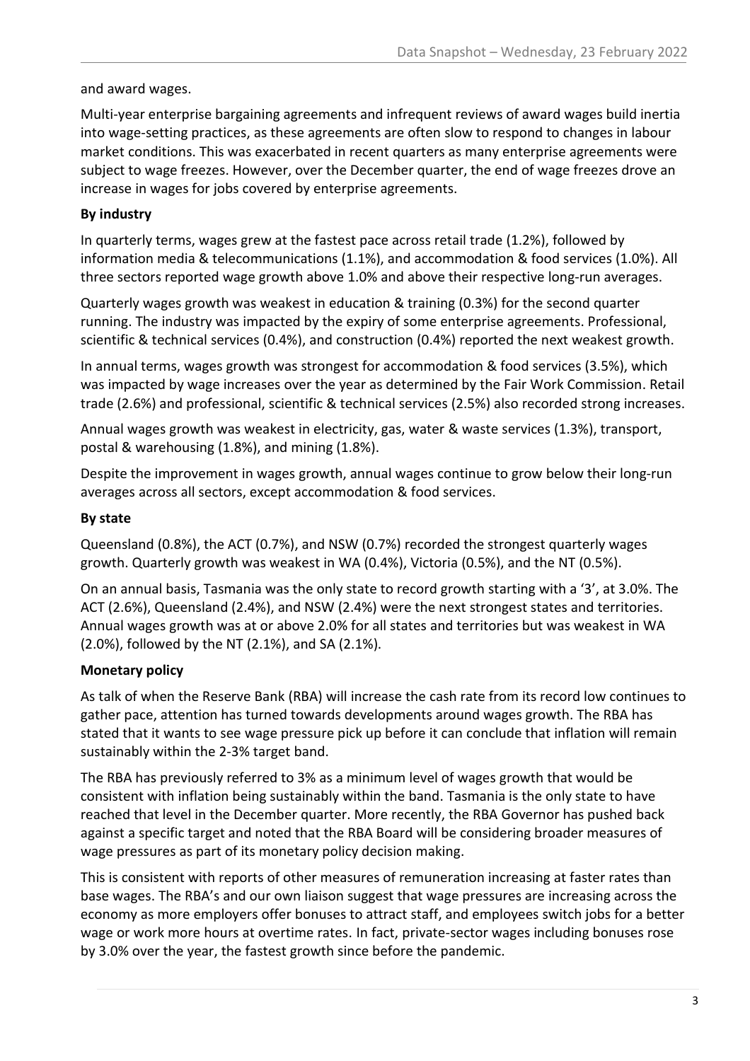and award wages.

Multi-year enterprise bargaining agreements and infrequent reviews of award wages build inertia into wage-setting practices, as these agreements are often slow to respond to changes in labour market conditions. This was exacerbated in recent quarters as many enterprise agreements were subject to wage freezes. However, over the December quarter, the end of wage freezes drove an increase in wages for jobs covered by enterprise agreements.

**By industry**

In quarterly terms, wages grew at the fastest pace across retail trade (1.2%), followed by information media & telecommunications (1.1%), and accommodation & food services (1.0%). All three sectors reported wage growth above 1.0% and above their respective long-run averages.

Quarterly wages growth was weakest in education & training (0.3%) for the second quarter running. The industry was impacted by the expiry of some enterprise agreements. Professional, scientific & technical services (0.4%), and construction (0.4%) reported the next weakest growth.

In annual terms, wages growth was strongest for accommodation & food services (3.5%), which was impacted by wage increases over the year as determined by the Fair Work Commission. Retail trade (2.6%) and professional, scientific & technical services (2.5%) also recorded strong increases.

Annual wages growth was weakest in electricity, gas, water & waste services (1.3%), transport, postal & warehousing (1.8%), and mining (1.8%).

Despite the improvement in wages growth, annual wages continue to grow below their long-run averages across all sectors, except accommodation & food services.

**By state**

Queensland (0.8%), the ACT (0.7%), and NSW (0.7%) recorded the strongest quarterly wages growth. Quarterly growth was weakest in WA (0.4%), Victoria (0.5%), and the NT (0.5%).

On an annual basis, Tasmania was the only state to record growth starting with a '3', at 3.0%. The ACT (2.6%), Queensland (2.4%), and NSW (2.4%) were the next strongest states and territories. Annual wages growth was at or above 2.0% for all states and territories but was weakest in WA (2.0%), followed by the NT (2.1%), and SA (2.1%).

**Monetary policy**

As talk of when the Reserve Bank (RBA) will increase the cash rate from its record low continues to gather pace, attention has turned towards developments around wages growth. The RBA has stated that it wants to see wage pressure pick up before it can conclude that inflation will remain sustainably within the 2-3% target band.

The RBA has previously referred to 3% as a minimum level of wages growth that would be consistent with inflation being sustainably within the band. Tasmania is the only state to have reached that level in the December quarter. More recently, the RBA Governor has pushed back against a specific target and noted that the RBA Board will be considering broader measures of wage pressures as part of its monetary policy decision making.

This is consistent with reports of other measures of remuneration increasing at faster rates than base wages. The RBA's and our own liaison suggest that wage pressures are increasing across the economy as more employers offer bonuses to attract staff, and employees switch jobs for a better wage or work more hours at overtime rates. In fact, private-sector wages including bonuses rose by 3.0% over the year, the fastest growth since before the pandemic.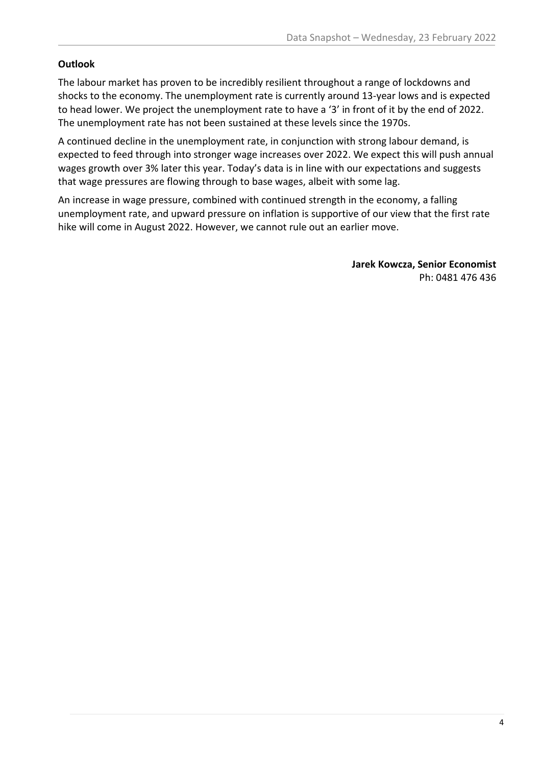**Outlook**

The labour market has proven to be incredibly resilient throughout a range of lockdowns and shocks to the economy. The unemployment rate is currently around 13-year lows and is expected to head lower. We project the unemployment rate to have a '3' in front of it by the end of 2022. The unemployment rate has not been sustained at these levels since the 1970s.

A continued decline in the unemployment rate, in conjunction with strong labour demand, is expected to feed through into stronger wage increases over 2022. We expect this will push annual wages growth over 3% later this year. Today's data is in line with our expectations and suggests that wage pressures are flowing through to base wages, albeit with some lag.

An increase in wage pressure, combined with continued strength in the economy, a falling unemployment rate, and upward pressure on inflation is supportive of our view that the first rate hike will come in August 2022. However, we cannot rule out an earlier move.

**Jarek Kowcza, Senior Economist**
Ph: 0481 476 436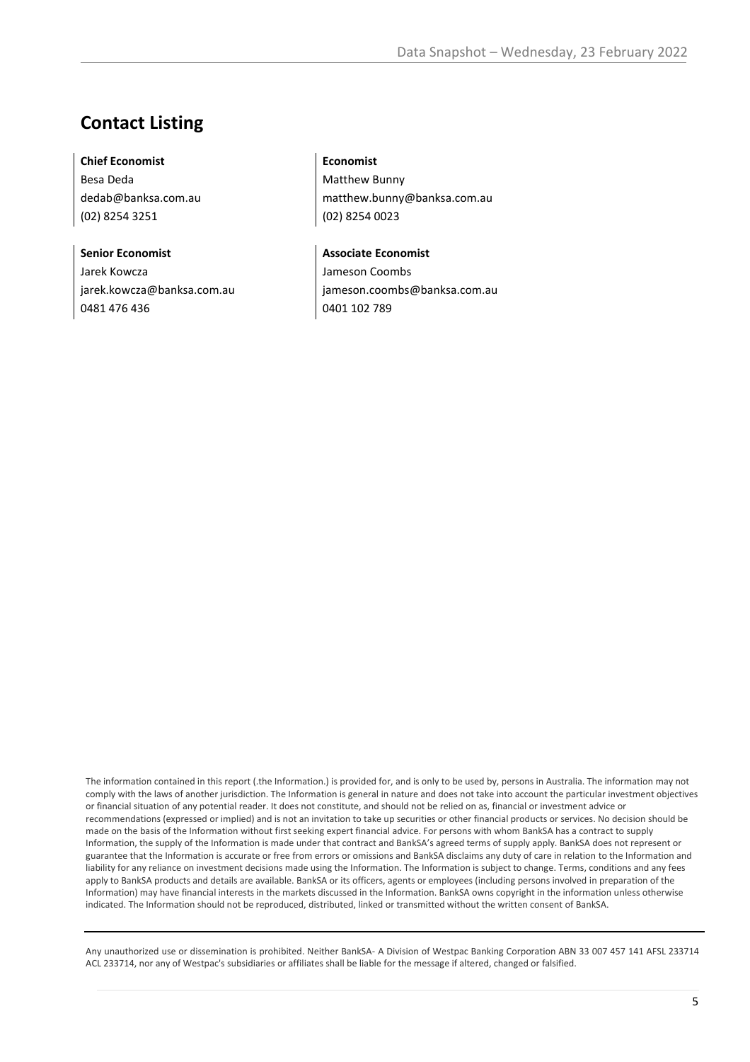## Contact Listing

**Chief Economist**
Besa Deda
dedab@banksa.com.au
(02) 8254 3251

**Economist**
Matthew Bunny
matthew.bunny@banksa.com.au
(02) 8254 0023

**Senior Economist**
Jarek Kowcza
jarek.kowcza@banksa.com.au
0481 476 436

**Associate Economist**
Jameson Coombs
jameson.coombs@banksa.com.au
0401 102 789

The information contained in this report (.the Information.) is provided for, and is only to be used by, persons in Australia. The information may not comply with the laws of another jurisdiction. The Information is general in nature and does not take into account the particular investment objectives or financial situation of any potential reader. It does not constitute, and should not be relied on as, financial or investment advice or recommendations (expressed or implied) and is not an invitation to take up securities or other financial products or services. No decision should be made on the basis of the Information without first seeking expert financial advice. For persons with whom BankSA has a contract to supply Information, the supply of the Information is made under that contract and BankSA's agreed terms of supply apply. BankSA does not represent or guarantee that the Information is accurate or free from errors or omissions and BankSA disclaims any duty of care in relation to the Information and liability for any reliance on investment decisions made using the Information. The Information is subject to change. Terms, conditions and any fees apply to BankSA products and details are available. BankSA or its officers, agents or employees (including persons involved in preparation of the Information) may have financial interests in the markets discussed in the Information. BankSA owns copyright in the information unless otherwise indicated. The Information should not be reproduced, distributed, linked or transmitted without the written consent of BankSA.

Any unauthorized use or dissemination is prohibited. Neither BankSA- A Division of Westpac Banking Corporation ABN 33 007 457 141 AFSL 233714 ACL 233714, nor any of Westpac's subsidiaries or affiliates shall be liable for the message if altered, changed or falsified.